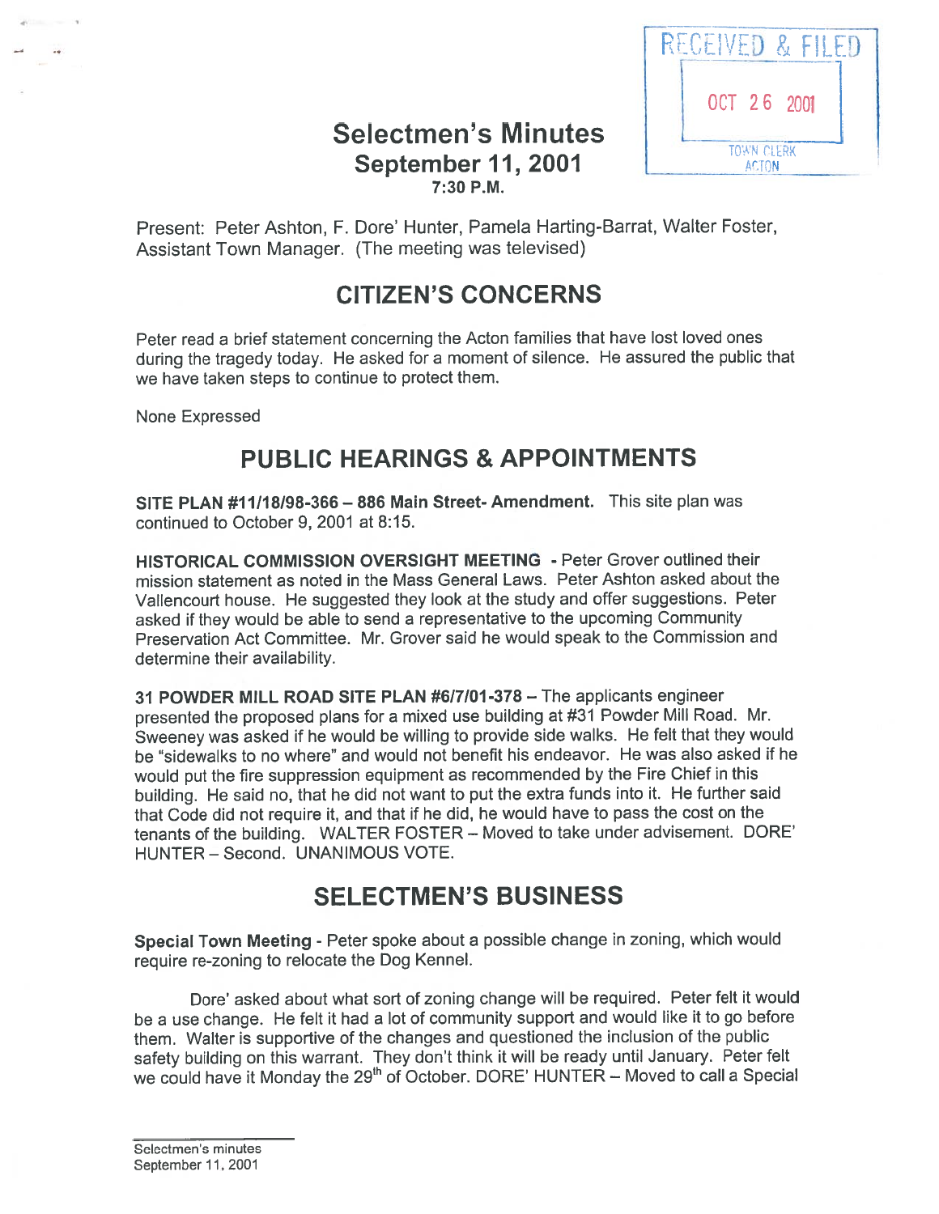RECEIVED & FILED

OCT 26 2001

TOWN CLERK
ACTON

# Selectmen's Minutes
## September 11, 2001
### 7:30 P.M.

Present: Peter Ashton, F. Dore' Hunter, Pamela Harting-Barrat, Walter Foster, Assistant Town Manager. (The meeting was televised)

## CITIZEN'S CONCERNS

Peter read a brief statement concerning the Acton families that have lost loved ones during the tragedy today. He asked for a moment of silence. He assured the public that we have taken steps to continue to protect them.

None Expressed

## PUBLIC HEARINGS & APPOINTMENTS

**SITE PLAN #11/18/98-366 – 886 Main Street- Amendment.** This site plan was continued to October 9, 2001 at 8:15.

**HISTORICAL COMMISSION OVERSIGHT MEETING** - Peter Grover outlined their mission statement as noted in the Mass General Laws. Peter Ashton asked about the Vallencourt house. He suggested they look at the study and offer suggestions. Peter asked if they would be able to send a representative to the upcoming Community Preservation Act Committee. Mr. Grover said he would speak to the Commission and determine their availability.

**31 POWDER MILL ROAD SITE PLAN #6/7/01-378** – The applicants engineer presented the proposed plans for a mixed use building at #31 Powder Mill Road. Mr. Sweeney was asked if he would be willing to provide side walks. He felt that they would be "sidewalks to no where" and would not benefit his endeavor. He was also asked if he would put the fire suppression equipment as recommended by the Fire Chief in this building. He said no, that he did not want to put the extra funds into it. He further said that Code did not require it, and that if he did, he would have to pass the cost on the tenants of the building. WALTER FOSTER – Moved to take under advisement. DORE' HUNTER – Second. UNANIMOUS VOTE.

## SELECTMEN'S BUSINESS

**Special Town Meeting** - Peter spoke about a possible change in zoning, which would require re-zoning to relocate the Dog Kennel.

Dore' asked about what sort of zoning change will be required. Peter felt it would be a use change. He felt it had a lot of community support and would like it to go before them. Walter is supportive of the changes and questioned the inclusion of the public safety building on this warrant. They don't think it will be ready until January. Peter felt we could have it Monday the 29th of October. DORE' HUNTER – Moved to call a Special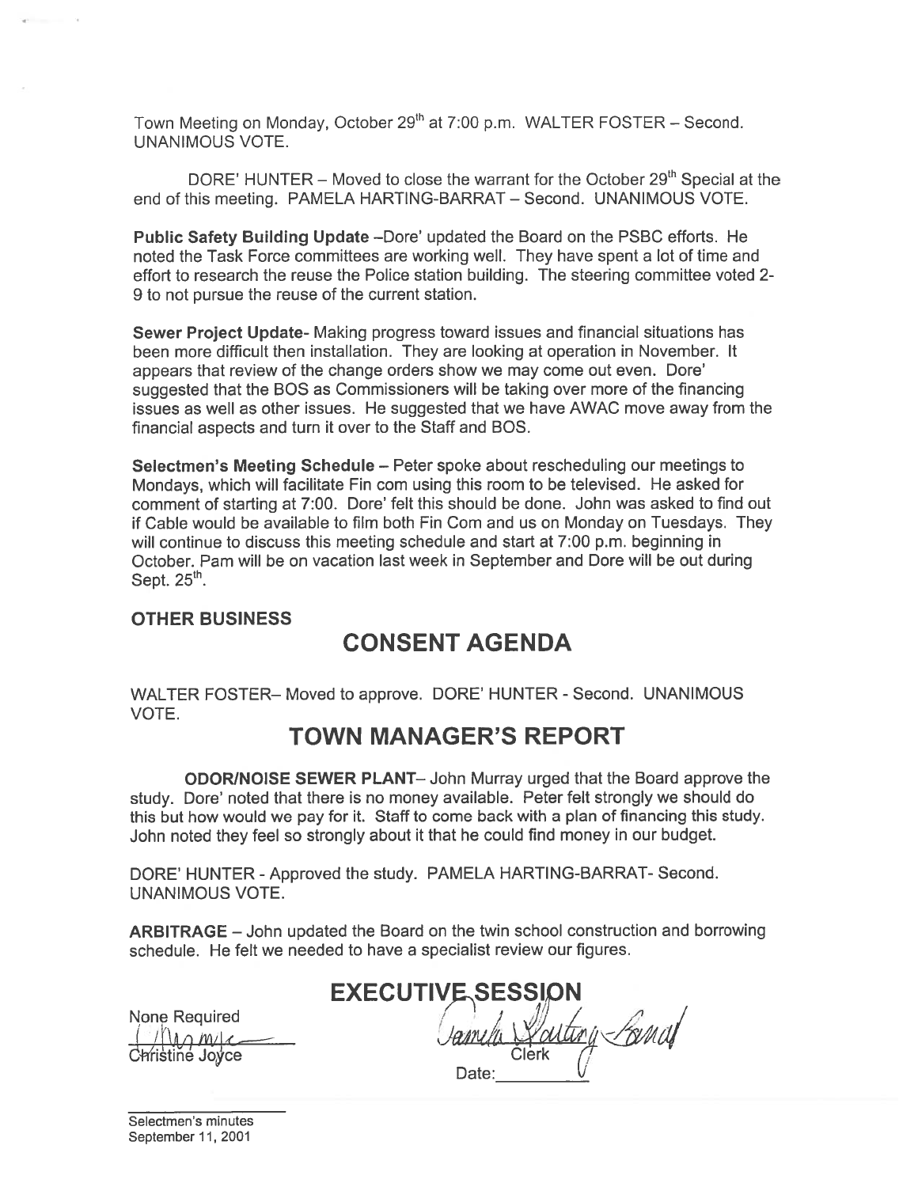Town Meeting on Monday, October 29th at 7:00 p.m. WALTER FOSTER – Second. UNANIMOUS VOTE.

DORE' HUNTER – Moved to close the warrant for the October 29th Special at the end of this meeting. PAMELA HARTING-BARRAT – Second. UNANIMOUS VOTE.

**Public Safety Building Update** –Dore' updated the Board on the PSBC efforts. He noted the Task Force committees are working well. They have spent a lot of time and effort to research the reuse the Police station building. The steering committee voted 2-9 to not pursue the reuse of the current station.

**Sewer Project Update**- Making progress toward issues and financial situations has been more difficult then installation. They are looking at operation in November. It appears that review of the change orders show we may come out even. Dore' suggested that the BOS as Commissioners will be taking over more of the financing issues as well as other issues. He suggested that we have AWAC move away from the financial aspects and turn it over to the Staff and BOS.

**Selectmen's Meeting Schedule** – Peter spoke about rescheduling our meetings to Mondays, which will facilitate Fin com using this room to be televised. He asked for comment of starting at 7:00. Dore' felt this should be done. John was asked to find out if Cable would be available to film both Fin Com and us on Monday on Tuesdays. They will continue to discuss this meeting schedule and start at 7:00 p.m. beginning in October. Pam will be on vacation last week in September and Dore will be out during Sept. 25th.

## OTHER BUSINESS

## CONSENT AGENDA

WALTER FOSTER– Moved to approve. DORE' HUNTER - Second. UNANIMOUS VOTE.

## TOWN MANAGER'S REPORT

**ODOR/NOISE SEWER PLANT**– John Murray urged that the Board approve the study. Dore' noted that there is no money available. Peter felt strongly we should do this but how would we pay for it. Staff to come back with a plan of financing this study. John noted they feel so strongly about it that he could find money in our budget.

DORE' HUNTER - Approved the study. PAMELA HARTING-BARRAT- Second. UNANIMOUS VOTE.

**ARBITRAGE** – John updated the Board on the twin school construction and borrowing schedule. He felt we needed to have a specialist review our figures.

## EXECUTIVE SESSION

None Required

Christine Joyce

Pamela Harting-Barrat
Clerk

Date:

Selectmen's minutes
September 11, 2001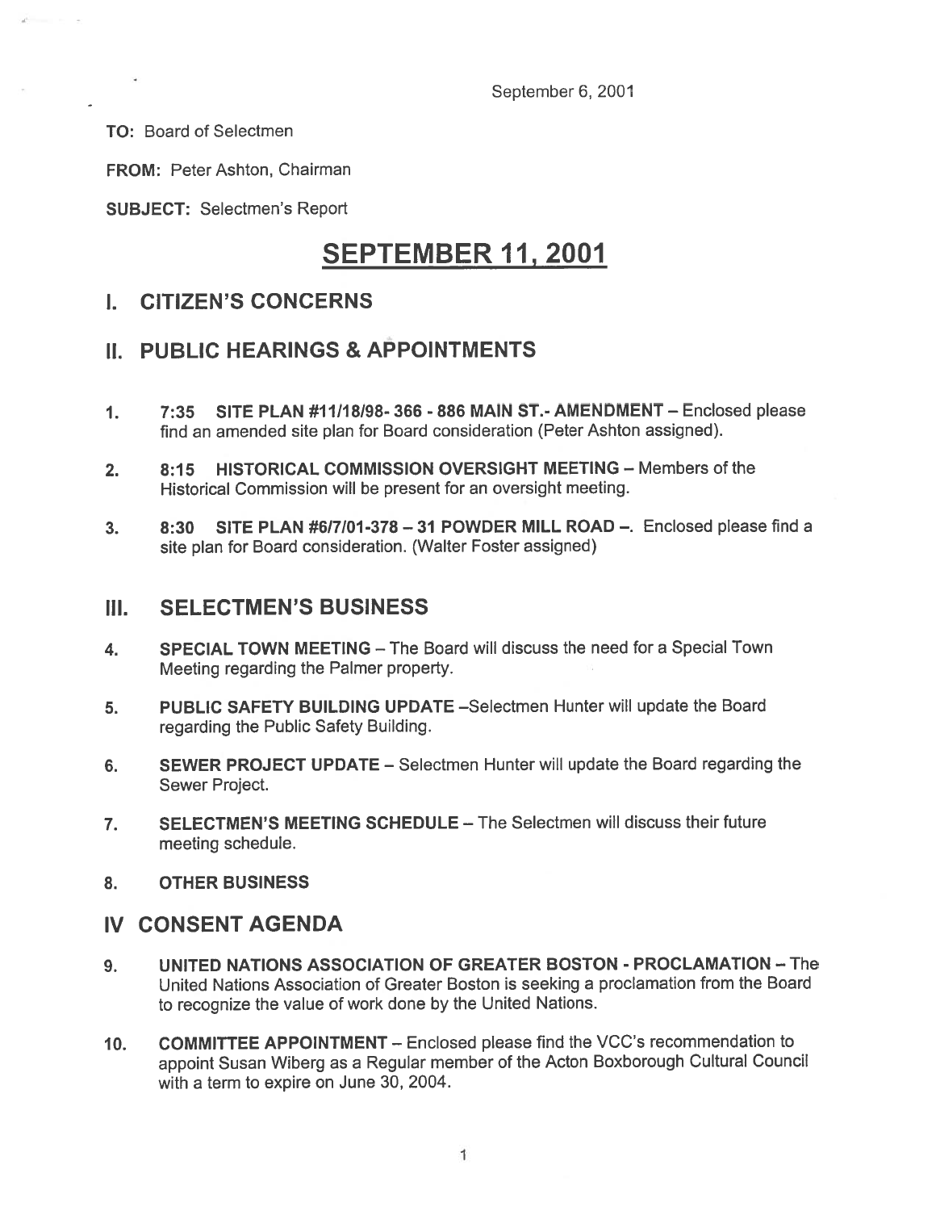September 6, 2001

**TO:** Board of Selectmen

**FROM:** Peter Ashton, Chairman

**SUBJECT:** Selectmen's Report

# SEPTEMBER 11, 2001

## I. CITIZEN'S CONCERNS

## II. PUBLIC HEARINGS & APPOINTMENTS

1. **7:35 SITE PLAN #11/18/98- 366 - 886 MAIN ST.- AMENDMENT** – Enclosed please find an amended site plan for Board consideration (Peter Ashton assigned).

2. **8:15 HISTORICAL COMMISSION OVERSIGHT MEETING** – Members of the Historical Commission will be present for an oversight meeting.

3. **8:30 SITE PLAN #6/7/01-378 – 31 POWDER MILL ROAD –**. Enclosed please find a site plan for Board consideration. (Walter Foster assigned)

## III. SELECTMEN'S BUSINESS

4. **SPECIAL TOWN MEETING** – The Board will discuss the need for a Special Town Meeting regarding the Palmer property.

5. **PUBLIC SAFETY BUILDING UPDATE** –Selectmen Hunter will update the Board regarding the Public Safety Building.

6. **SEWER PROJECT UPDATE** – Selectmen Hunter will update the Board regarding the Sewer Project.

7. **SELECTMEN'S MEETING SCHEDULE** – The Selectmen will discuss their future meeting schedule.

8. **OTHER BUSINESS**

## IV CONSENT AGENDA

9. **UNITED NATIONS ASSOCIATION OF GREATER BOSTON - PROCLAMATION** – The United Nations Association of Greater Boston is seeking a proclamation from the Board to recognize the value of work done by the United Nations.

10. **COMMITTEE APPOINTMENT** – Enclosed please find the VCC's recommendation to appoint Susan Wiberg as a Regular member of the Acton Boxborough Cultural Council with a term to expire on June 30, 2004.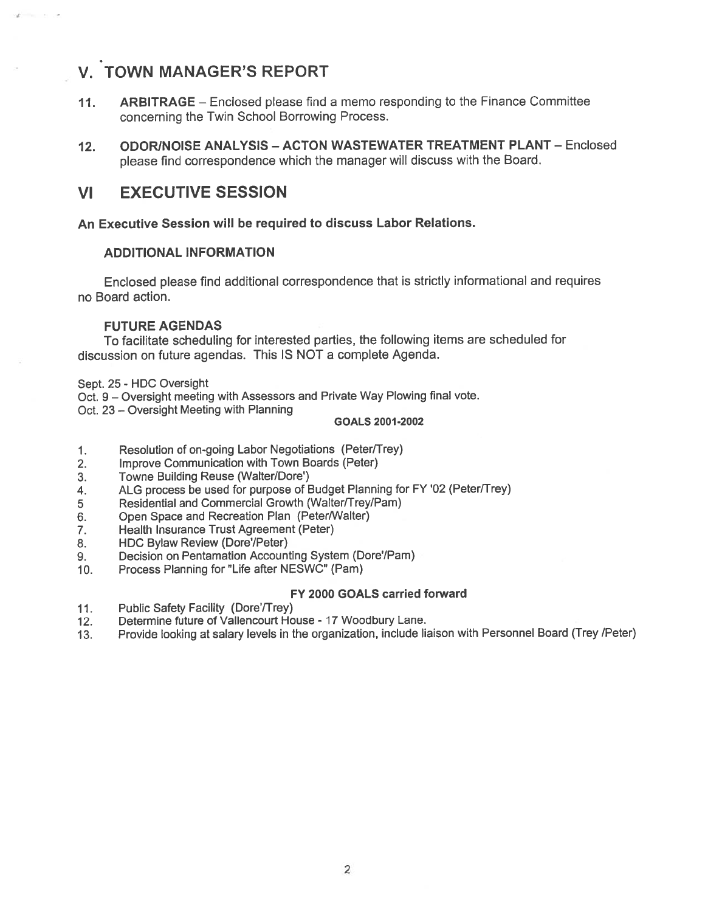## V. TOWN MANAGER'S REPORT

11. **ARBITRAGE** – Enclosed please find a memo responding to the Finance Committee concerning the Twin School Borrowing Process.

12. **ODOR/NOISE ANALYSIS – ACTON WASTEWATER TREATMENT PLANT** – Enclosed please find correspondence which the manager will discuss with the Board.

## VI EXECUTIVE SESSION

**An Executive Session will be required to discuss Labor Relations.**

### ADDITIONAL INFORMATION

Enclosed please find additional correspondence that is strictly informational and requires no Board action.

### FUTURE AGENDAS

To facilitate scheduling for interested parties, the following items are scheduled for discussion on future agendas. This IS NOT a complete Agenda.

Sept. 25 - HDC Oversight
Oct. 9 – Oversight meeting with Assessors and Private Way Plowing final vote.
Oct. 23 – Oversight Meeting with Planning

**GOALS 2001-2002**

1. Resolution of on-going Labor Negotiations (Peter/Trey)
2. Improve Communication with Town Boards (Peter)
3. Towne Building Reuse (Walter/Dore')
4. ALG process be used for purpose of Budget Planning for FY '02 (Peter/Trey)
5. Residential and Commercial Growth (Walter/Trey/Pam)
6. Open Space and Recreation Plan (Peter/Walter)
7. Health Insurance Trust Agreement (Peter)
8. HDC Bylaw Review (Dore'/Peter)
9. Decision on Pentamation Accounting System (Dore'/Pam)
10. Process Planning for "Life after NESWC" (Pam)

**FY 2000 GOALS carried forward**

11. Public Safety Facility (Dore'/Trey)
12. Determine future of Vallencourt House - 17 Woodbury Lane.
13. Provide looking at salary levels in the organization, include liaison with Personnel Board (Trey /Peter)